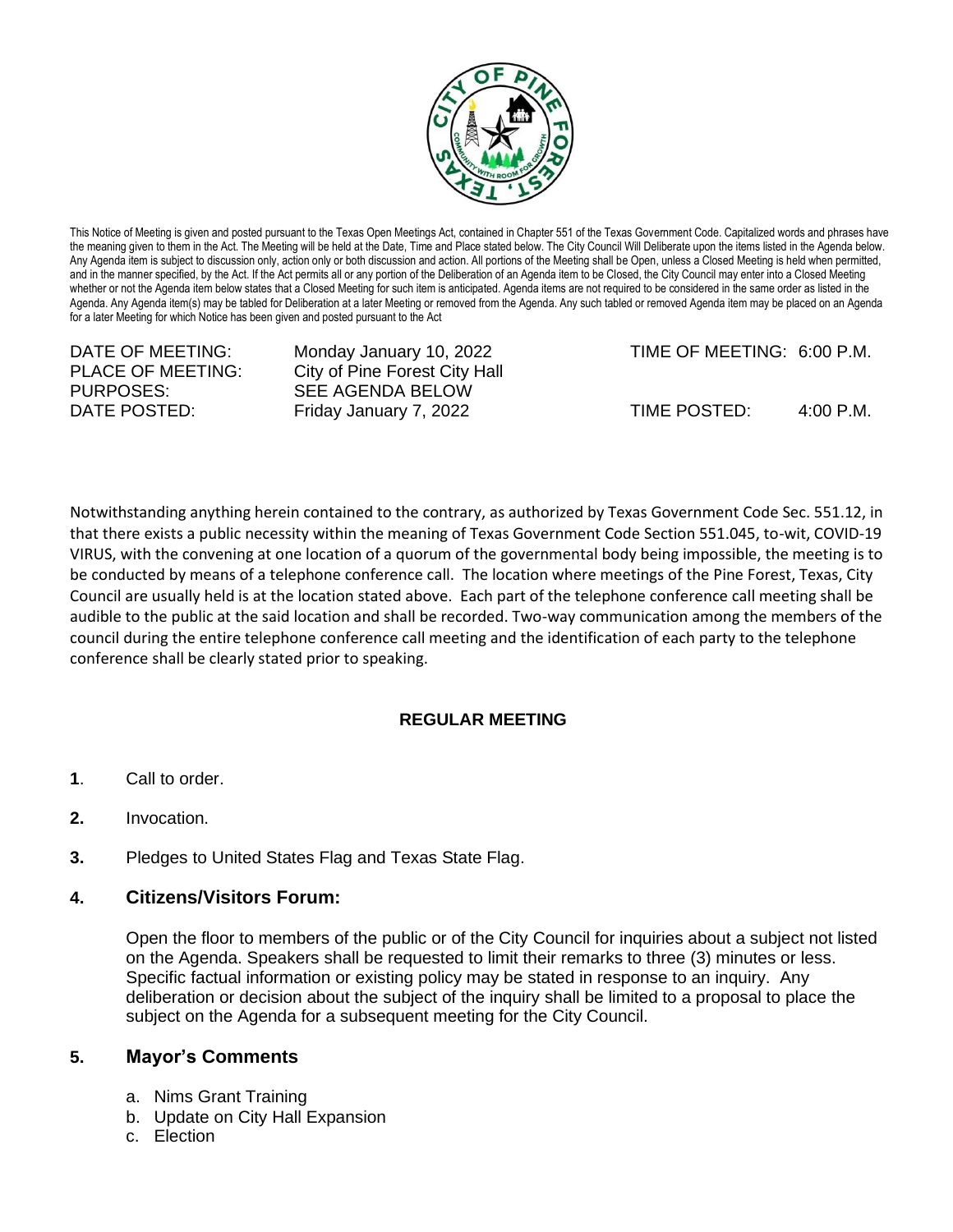This Notice of Meeting is given and posted pursuant to the Texas Open Meetings Act, contained in Chapter 551 of the Texas Government Code. Capitalized words and phrases have the meaning given to them in the Act. The Meeting will be held at the Date, Time and Place stated below. The City Council Will Deliberate upon the items listed in the Agenda below. Any Agenda item is subject to discussion only, action only or both discussion and action. All portions of the Meeting shall be Open, unless a Closed Meeting is held when permitted, and in the manner specified, by the Act. If the Act permits all or any portion of the Deliberation of an Agenda item to be Closed, the City Council may enter into a Closed Meeting whether or not the Agenda item below states that a Closed Meeting for such item is anticipated. Agenda items are not required to be considered in the same order as listed in the Agenda. Any Agenda item(s) may be tabled for Deliberation at a later Meeting or removed from the Agenda. Any such tabled or removed Agenda item may be placed on an Agenda for a later Meeting for which Notice has been given and posted pursuant to the Act

| | | | |
|---|---|---|---|
| DATE OF MEETING: | Monday January 10, 2022 | TIME OF MEETING: | 6:00 P.M. |
| PLACE OF MEETING: | City of Pine Forest City Hall | | |
| PURPOSES: | SEE AGENDA BELOW | | |
| DATE POSTED: | Friday January 7, 2022 | TIME POSTED: | 4:00 P.M. |

Notwithstanding anything herein contained to the contrary, as authorized by Texas Government Code Sec. 551.12, in that there exists a public necessity within the meaning of Texas Government Code Section 551.045, to-wit, COVID-19 VIRUS, with the convening at one location of a quorum of the governmental body being impossible, the meeting is to be conducted by means of a telephone conference call. The location where meetings of the Pine Forest, Texas, City Council are usually held is at the location stated above. Each part of the telephone conference call meeting shall be audible to the public at the said location and shall be recorded. Two-way communication among the members of the council during the entire telephone conference call meeting and the identification of each party to the telephone conference shall be clearly stated prior to speaking.

**REGULAR MEETING**

**1**. Call to order.

**2.** Invocation.

**3.** Pledges to United States Flag and Texas State Flag.

## 4. Citizens/Visitors Forum:

Open the floor to members of the public or of the City Council for inquiries about a subject not listed on the Agenda. Speakers shall be requested to limit their remarks to three (3) minutes or less. Specific factual information or existing policy may be stated in response to an inquiry. Any deliberation or decision about the subject of the inquiry shall be limited to a proposal to place the subject on the Agenda for a subsequent meeting for the City Council.

## 5. Mayor's Comments

a. Nims Grant Training
b. Update on City Hall Expansion
c. Election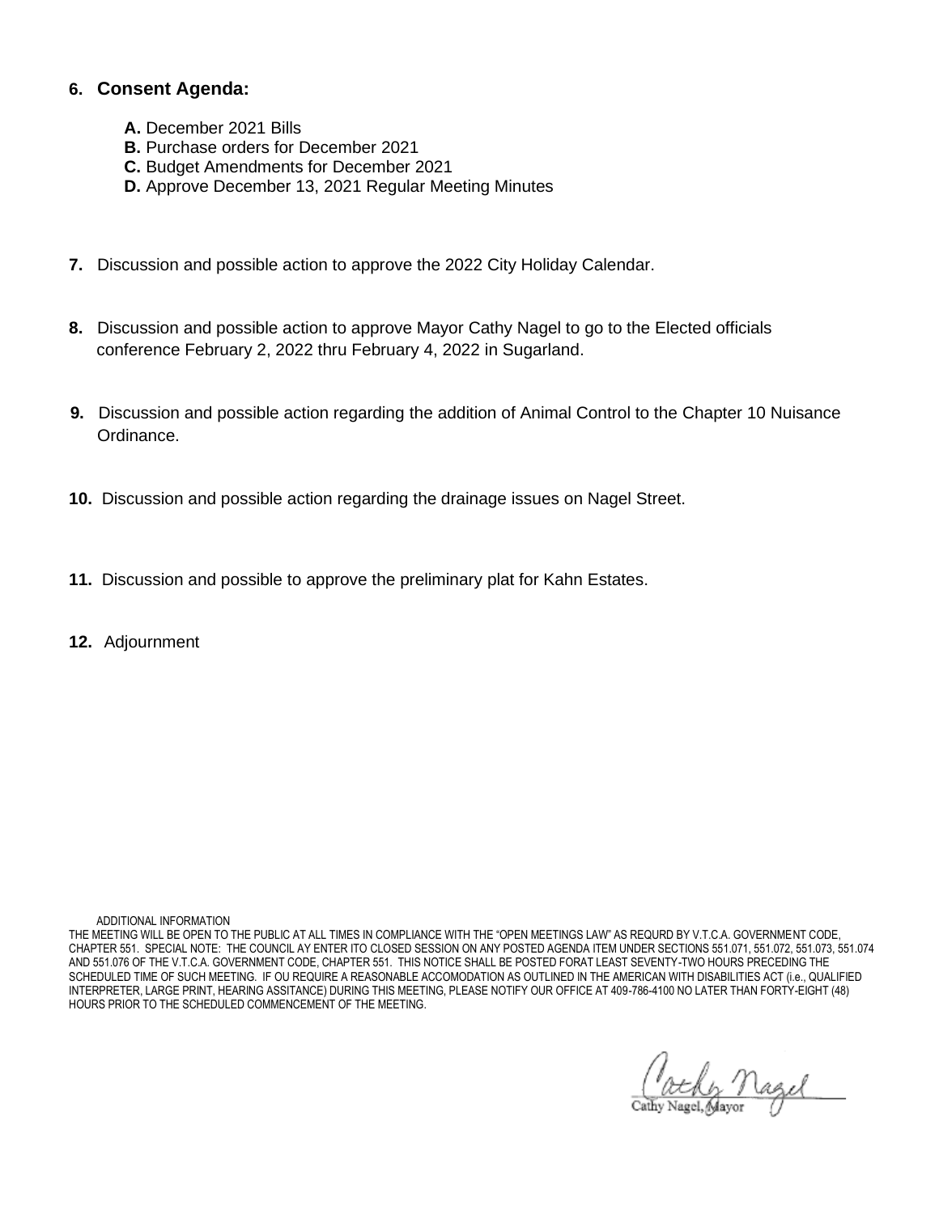6. **Consent Agenda:**

   **A.** December 2021 Bills
   **B.** Purchase orders for December 2021
   **C.** Budget Amendments for December 2021
   **D.** Approve December 13, 2021 Regular Meeting Minutes

**7.** Discussion and possible action to approve the 2022 City Holiday Calendar.

**8.** Discussion and possible action to approve Mayor Cathy Nagel to go to the Elected officials conference February 2, 2022 thru February 4, 2022 in Sugarland.

**9.** Discussion and possible action regarding the addition of Animal Control to the Chapter 10 Nuisance Ordinance.

**10.** Discussion and possible action regarding the drainage issues on Nagel Street.

**11.** Discussion and possible to approve the preliminary plat for Kahn Estates.

**12.** Adjournment

ADDITIONAL INFORMATION

THE MEETING WILL BE OPEN TO THE PUBLIC AT ALL TIMES IN COMPLIANCE WITH THE "OPEN MEETINGS LAW" AS REQURD BY V.T.C.A. GOVERNMENT CODE, CHAPTER 551. SPECIAL NOTE: THE COUNCIL AY ENTER ITO CLOSED SESSION ON ANY POSTED AGENDA ITEM UNDER SECTIONS 551.071, 551.072, 551.073, 551.074 AND 551.076 OF THE V.T.C.A. GOVERNMENT CODE, CHAPTER 551. THIS NOTICE SHALL BE POSTED FORAT LEAST SEVENTY-TWO HOURS PRECEDING THE SCHEDULED TIME OF SUCH MEETING. IF OU REQUIRE A REASONABLE ACCOMODATION AS OUTLINED IN THE AMERICAN WITH DISABILITIES ACT (i.e., QUALIFIED INTERPRETER, LARGE PRINT, HEARING ASSITANCE) DURING THIS MEETING, PLEASE NOTIFY OUR OFFICE AT 409-786-4100 NO LATER THAN FORTY-EIGHT (48) HOURS PRIOR TO THE SCHEDULED COMMENCEMENT OF THE MEETING.

Cathy Nagel, Mayor